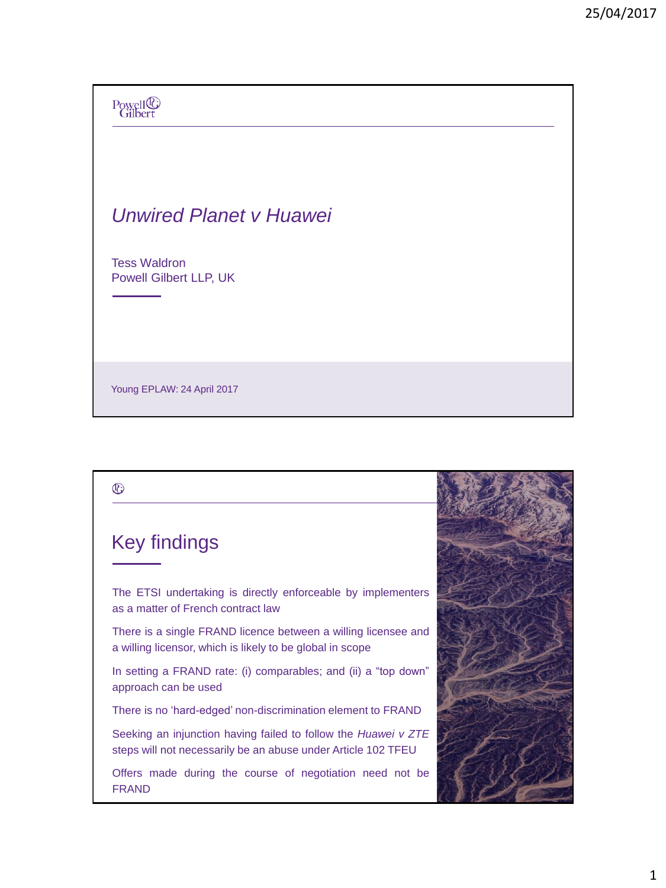Powell Gilbert

# *Unwired Planet v Huawei*

Tess Waldron
Powell Gilbert LLP, UK

Young EPLAW: 24 April 2017

## Key findings

The ETSI undertaking is directly enforceable by implementers as a matter of French contract law

There is a single FRAND licence between a willing licensee and a willing licensor, which is likely to be global in scope

In setting a FRAND rate: (i) comparables; and (ii) a "top down" approach can be used

There is no 'hard-edged' non-discrimination element to FRAND

Seeking an injunction having failed to follow the *Huawei v ZTE* steps will not necessarily be an abuse under Article 102 TFEU

Offers made during the course of negotiation need not be FRAND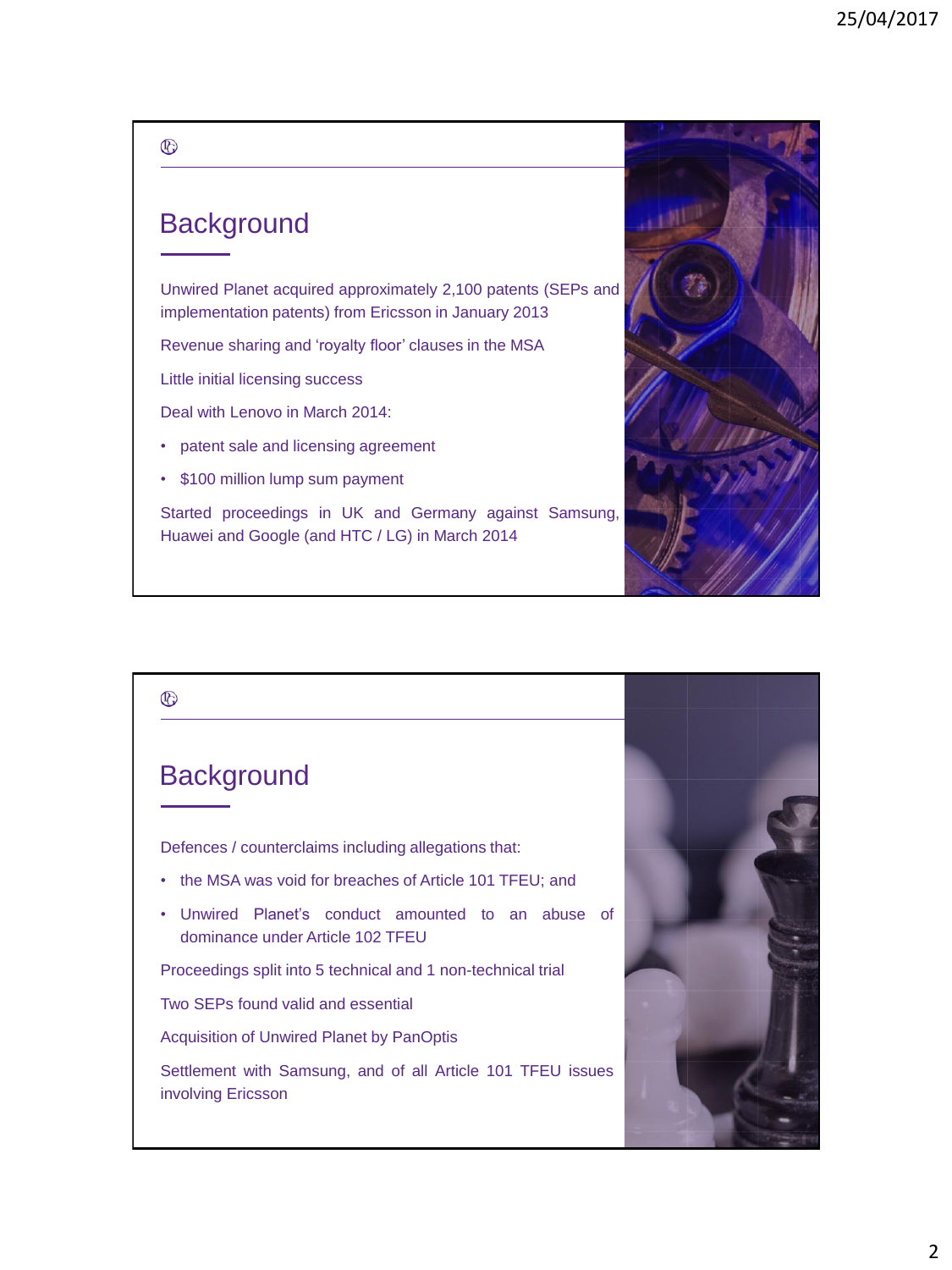## Background

Unwired Planet acquired approximately 2,100 patents (SEPs and implementation patents) from Ericsson in January 2013

Revenue sharing and 'royalty floor' clauses in the MSA

Little initial licensing success

Deal with Lenovo in March 2014:

- patent sale and licensing agreement
- $100 million lump sum payment

Started proceedings in UK and Germany against Samsung, Huawei and Google (and HTC / LG) in March 2014

## Background

Defences / counterclaims including allegations that:

- the MSA was void for breaches of Article 101 TFEU; and
- Unwired Planet's conduct amounted to an abuse of dominance under Article 102 TFEU

Proceedings split into 5 technical and 1 non-technical trial

Two SEPs found valid and essential

Acquisition of Unwired Planet by PanOptis

Settlement with Samsung, and of all Article 101 TFEU issues involving Ericsson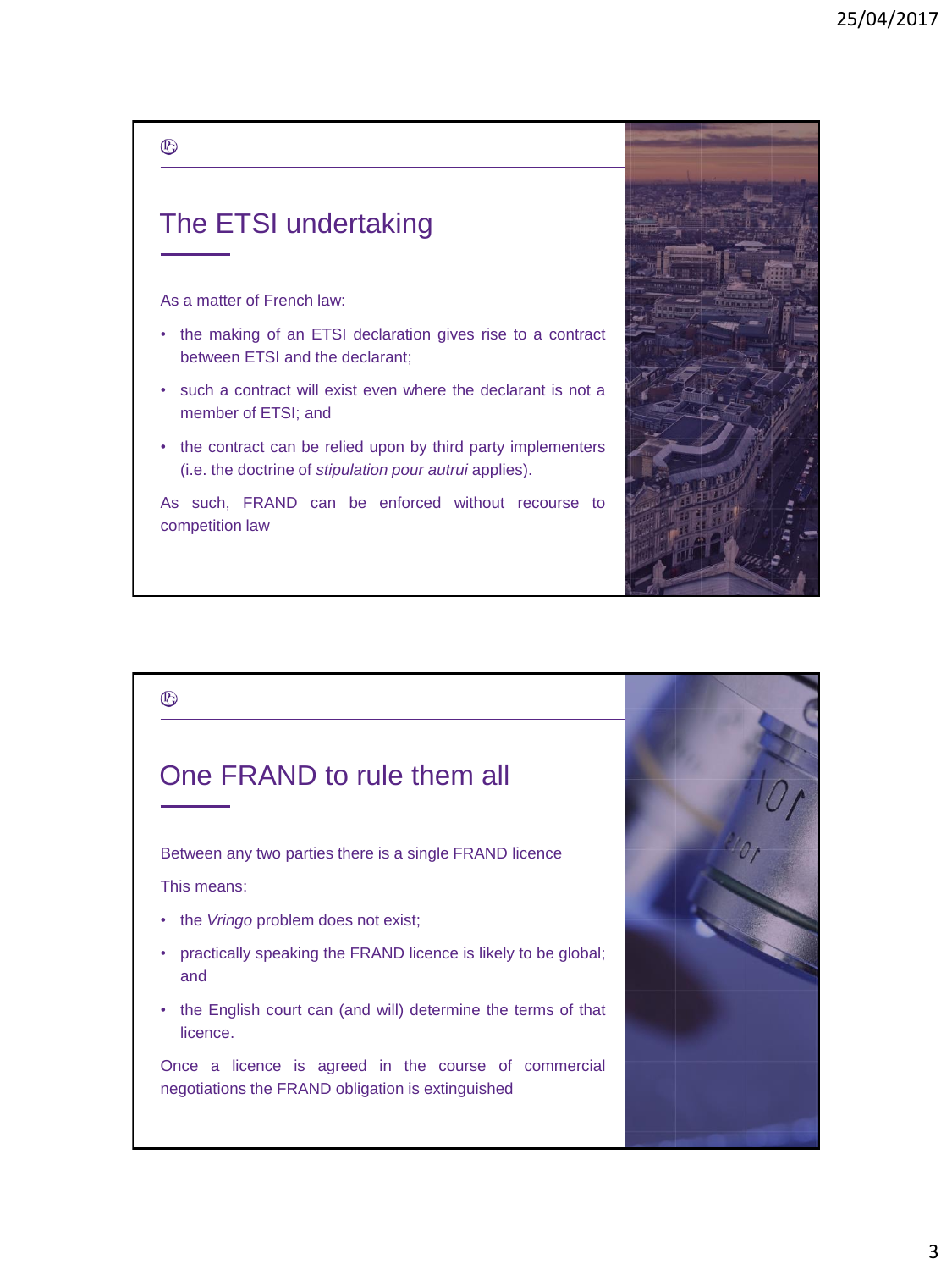## The ETSI undertaking

As a matter of French law:

- the making of an ETSI declaration gives rise to a contract between ETSI and the declarant;
- such a contract will exist even where the declarant is not a member of ETSI; and
- the contract can be relied upon by third party implementers (i.e. the doctrine of *stipulation pour autrui* applies).

As such, FRAND can be enforced without recourse to competition law

## One FRAND to rule them all

Between any two parties there is a single FRAND licence

This means:

- the *Vringo* problem does not exist;
- practically speaking the FRAND licence is likely to be global; and
- the English court can (and will) determine the terms of that licence.

Once a licence is agreed in the course of commercial negotiations the FRAND obligation is extinguished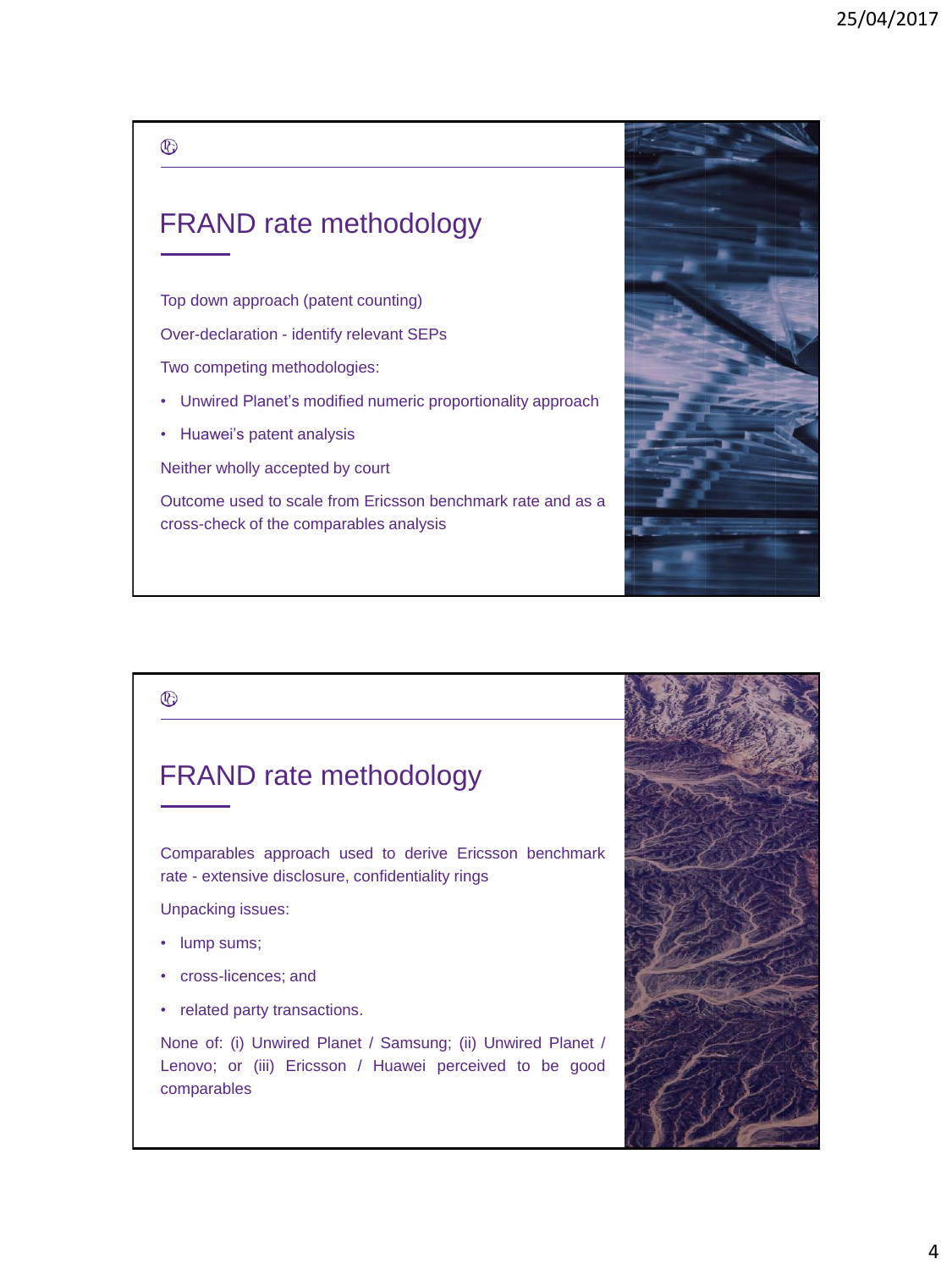## FRAND rate methodology

Top down approach (patent counting)

Over-declaration - identify relevant SEPs

Two competing methodologies:

- Unwired Planet's modified numeric proportionality approach
- Huawei's patent analysis

Neither wholly accepted by court

Outcome used to scale from Ericsson benchmark rate and as a cross-check of the comparables analysis

## FRAND rate methodology

Comparables approach used to derive Ericsson benchmark rate - extensive disclosure, confidentiality rings

Unpacking issues:

- lump sums;
- cross-licences; and
- related party transactions.

None of: (i) Unwired Planet / Samsung; (ii) Unwired Planet / Lenovo; or (iii) Ericsson / Huawei perceived to be good comparables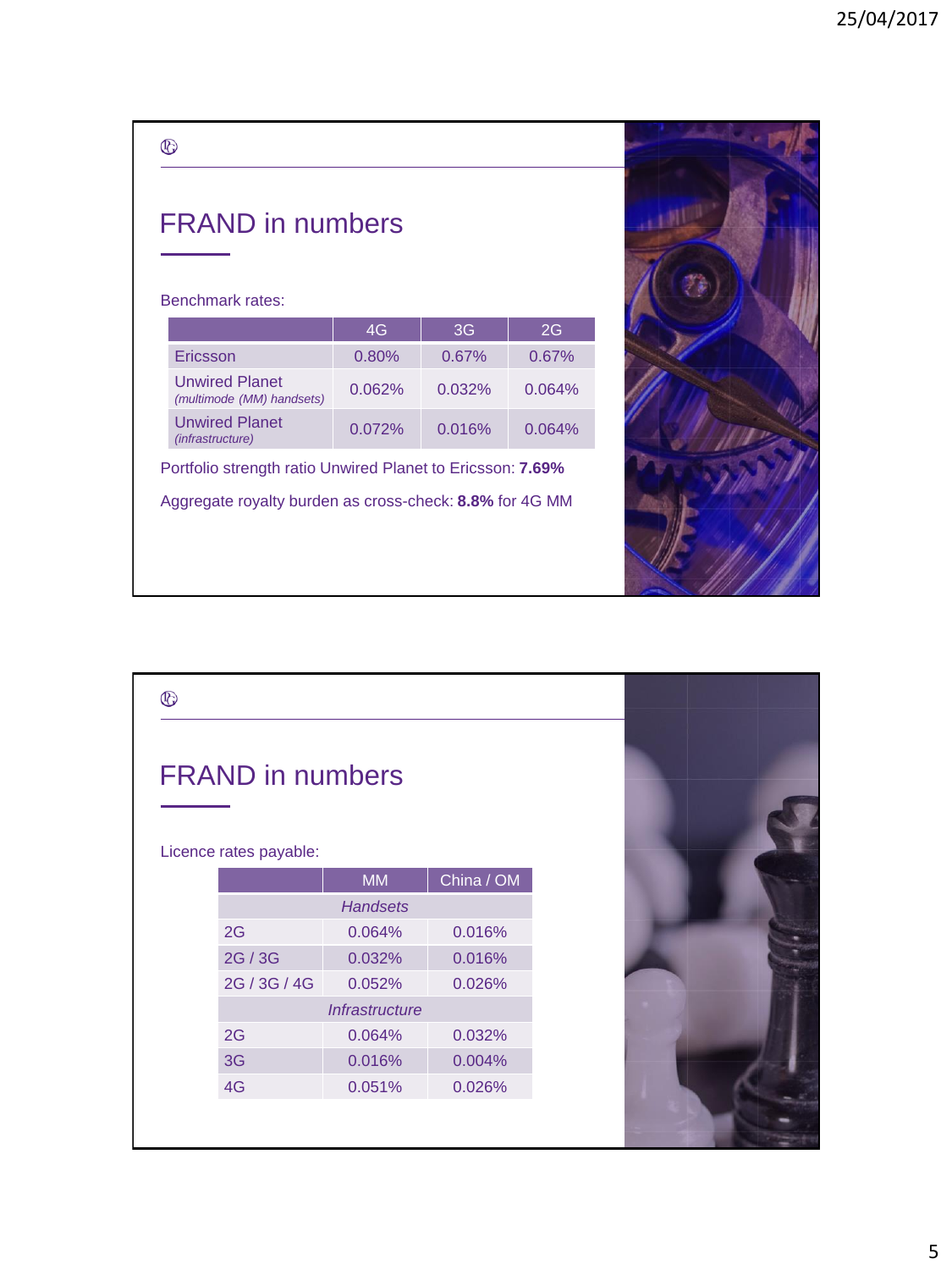## FRAND in numbers

Benchmark rates:

| | 4G | 3G | 2G |
|---|---|---|---|
| Ericsson | 0.80% | 0.67% | 0.67% |
| Unwired Planet *(multimode (MM) handsets)* | 0.062% | 0.032% | 0.064% |
| Unwired Planet *(infrastructure)* | 0.072% | 0.016% | 0.064% |

Portfolio strength ratio Unwired Planet to Ericsson: **7.69%**

Aggregate royalty burden as cross-check: **8.8%** for 4G MM

## FRAND in numbers

Licence rates payable:

| | MM | China / OM |
|---|---|---|
| *Handsets* | | |
| 2G | 0.064% | 0.016% |
| 2G / 3G | 0.032% | 0.016% |
| 2G / 3G / 4G | 0.052% | 0.026% |
| *Infrastructure* | | |
| 2G | 0.064% | 0.032% |
| 3G | 0.016% | 0.004% |
| 4G | 0.051% | 0.026% |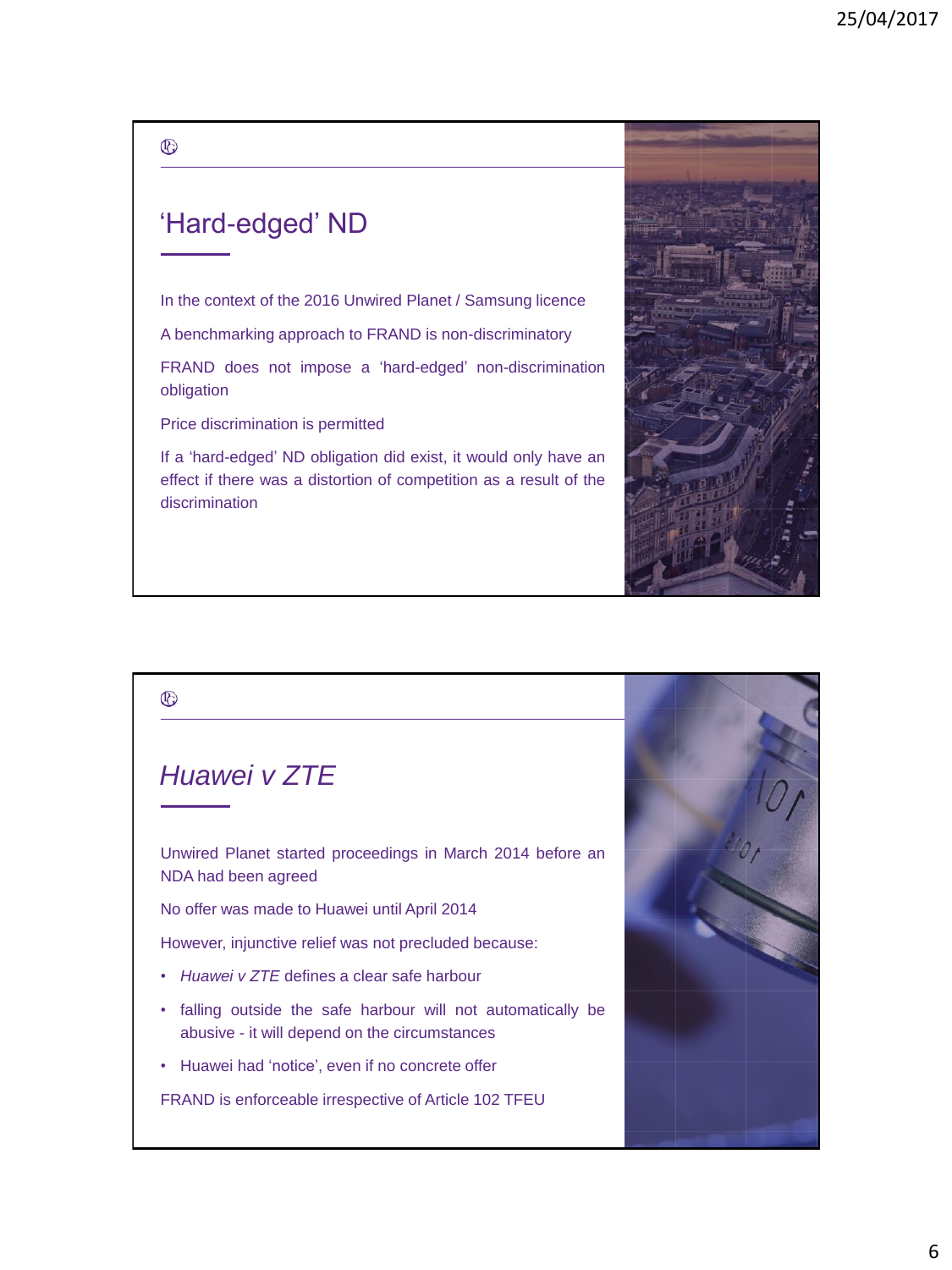## 'Hard-edged' ND

In the context of the 2016 Unwired Planet / Samsung licence

A benchmarking approach to FRAND is non-discriminatory

FRAND does not impose a 'hard-edged' non-discrimination obligation

Price discrimination is permitted

If a 'hard-edged' ND obligation did exist, it would only have an effect if there was a distortion of competition as a result of the discrimination

## *Huawei v ZTE*

Unwired Planet started proceedings in March 2014 before an NDA had been agreed

No offer was made to Huawei until April 2014

However, injunctive relief was not precluded because:

- *Huawei v ZTE* defines a clear safe harbour
- falling outside the safe harbour will not automatically be abusive - it will depend on the circumstances
- Huawei had 'notice', even if no concrete offer

FRAND is enforceable irrespective of Article 102 TFEU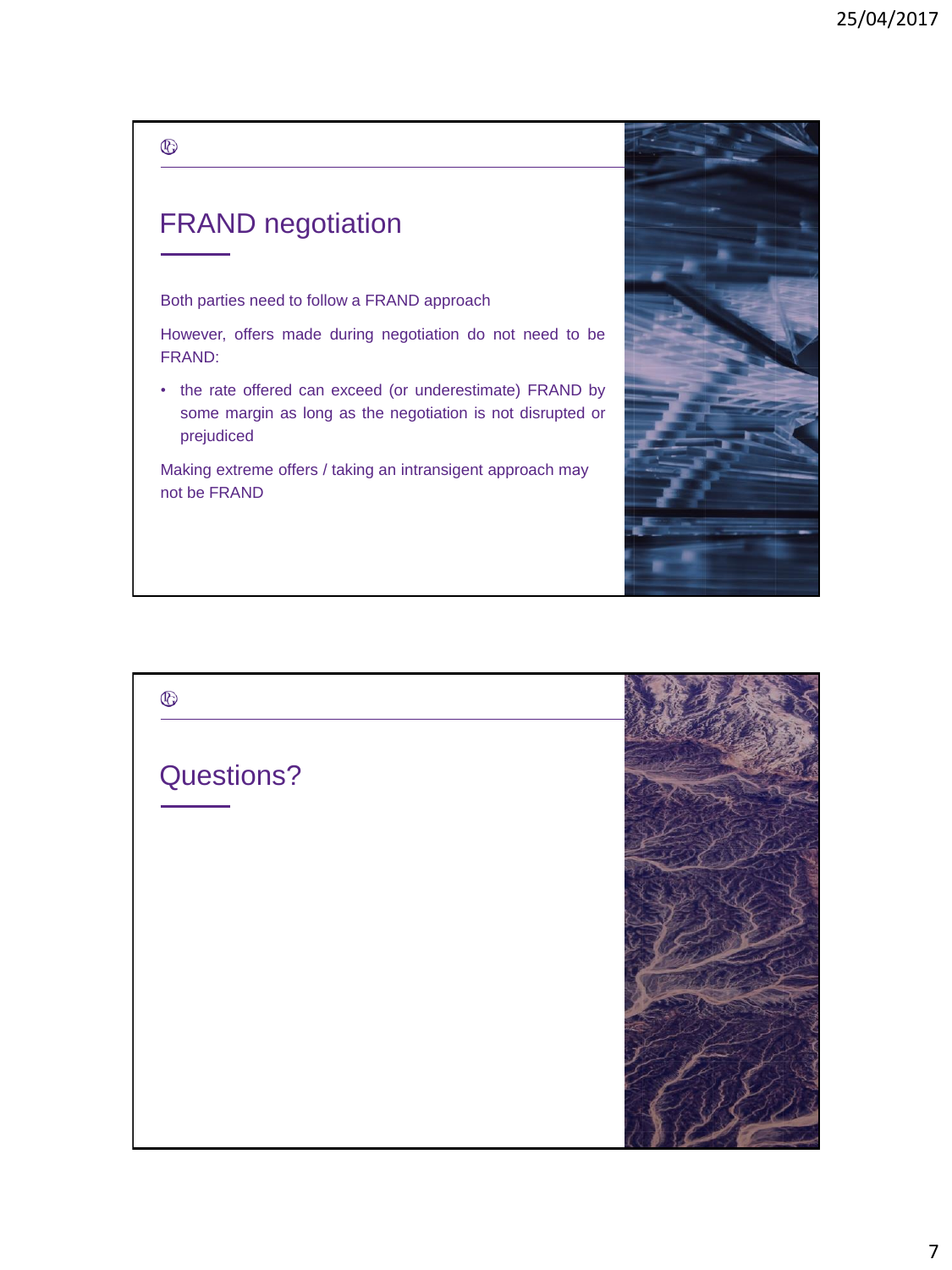## FRAND negotiation

Both parties need to follow a FRAND approach

However, offers made during negotiation do not need to be FRAND:

- the rate offered can exceed (or underestimate) FRAND by some margin as long as the negotiation is not disrupted or prejudiced

Making extreme offers / taking an intransigent approach may not be FRAND

## Questions?